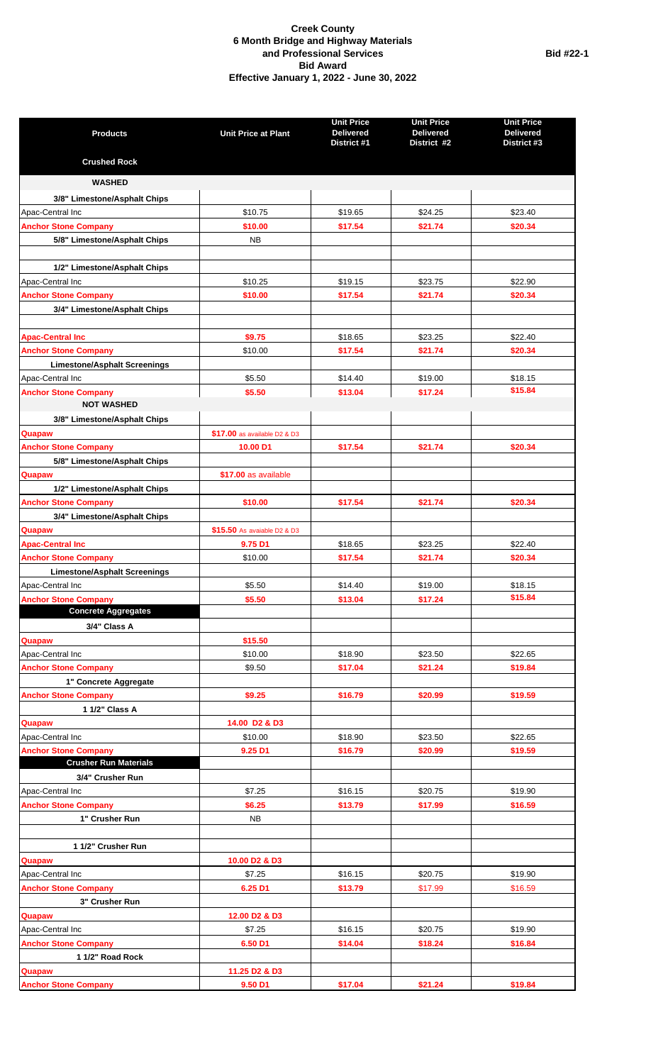# Creek County
## 6 Month Bridge and Highway Materials and Professional Services Bid Award
### Effective January 1, 2022 - June 30, 2022

**Bid #22-1**

| Products | Unit Price at Plant | Unit Price Delivered District #1 | Unit Price Delivered District #2 | Unit Price Delivered District #3 |
|---|---|---|---|---|
| **Crushed Rock** | | | | |
| **WASHED** | | | | |
| **3/8" Limestone/Asphalt Chips** | | | | |
| Apac-Central Inc | $10.75 | $19.65 | $24.25 | $23.40 |
| **Anchor Stone Company** | **$10.00** | **$17.54** | **$21.74** | **$20.34** |
| **5/8" Limestone/Asphalt Chips** | NB | | | |
| | | | | |
| **1/2" Limestone/Asphalt Chips** | | | | |
| Apac-Central Inc | $10.25 | $19.15 | $23.75 | $22.90 |
| **Anchor Stone Company** | **$10.00** | **$17.54** | **$21.74** | **$20.34** |
| **3/4" Limestone/Asphalt Chips** | | | | |
| | | | | |
| **Apac-Central Inc** | **$9.75** | $18.65 | $23.25 | $22.40 |
| **Anchor Stone Company** | $10.00 | **$17.54** | **$21.74** | **$20.34** |
| **Limestone/Asphalt Screenings** | | | | |
| Apac-Central Inc | $5.50 | $14.40 | $19.00 | $18.15 |
| **Anchor Stone Company** | **$5.50** | **$13.04** | **$17.24** | **$15.84** |
| **NOT WASHED** | | | | |
| **3/8" Limestone/Asphalt Chips** | | | | |
| **Quapaw** | **$17.00** as available D2 & D3 | | | |
| **Anchor Stone Company** | **10.00 D1** | **$17.54** | **$21.74** | **$20.34** |
| **5/8" Limestone/Asphalt Chips** | | | | |
| **Quapaw** | **$17.00** as available | | | |
| **1/2" Limestone/Asphalt Chips** | | | | |
| **Anchor Stone Company** | **$10.00** | **$17.54** | **$21.74** | **$20.34** |
| **3/4" Limestone/Asphalt Chips** | | | | |
| **Quapaw** | **$15.50** As avaiable D2 & D3 | | | |
| **Apac-Central Inc** | **9.75 D1** | $18.65 | $23.25 | $22.40 |
| **Anchor Stone Company** | $10.00 | **$17.54** | **$21.74** | **$20.34** |
| **Limestone/Asphalt Screenings** | | | | |
| Apac-Central Inc | $5.50 | $14.40 | $19.00 | $18.15 |
| **Anchor Stone Company** | **$5.50** | **$13.04** | **$17.24** | **$15.84** |
| **Concrete Aggregates** | | | | |
| **3/4" Class A** | | | | |
| **Quapaw** | **$15.50** | | | |
| Apac-Central Inc | $10.00 | $18.90 | $23.50 | $22.65 |
| **Anchor Stone Company** | $9.50 | **$17.04** | **$21.24** | **$19.84** |
| **1" Concrete Aggregate** | | | | |
| **Anchor Stone Company** | **$9.25** | **$16.79** | **$20.99** | **$19.59** |
| **1 1/2" Class A** | | | | |
| **Quapaw** | **14.00 D2 & D3** | | | |
| Apac-Central Inc | $10.00 | $18.90 | $23.50 | $22.65 |
| **Anchor Stone Company** | **9.25 D1** | **$16.79** | **$20.99** | **$19.59** |
| **Crusher Run Materials** | | | | |
| **3/4" Crusher Run** | | | | |
| Apac-Central Inc | $7.25 | $16.15 | $20.75 | $19.90 |
| **Anchor Stone Company** | **$6.25** | **$13.79** | **$17.99** | **$16.59** |
| **1" Crusher Run** | NB | | | |
| | | | | |
| **1 1/2" Crusher Run** | | | | |
| **Quapaw** | **10.00 D2 & D3** | | | |
| Apac-Central Inc | $7.25 | $16.15 | $20.75 | $19.90 |
| **Anchor Stone Company** | **6.25 D1** | **$13.79** | $17.99 | $16.59 |
| **3" Crusher Run** | | | | |
| **Quapaw** | **12.00 D2 & D3** | | | |
| Apac-Central Inc | $7.25 | $16.15 | $20.75 | $19.90 |
| **Anchor Stone Company** | **6.50 D1** | **$14.04** | **$18.24** | **$16.84** |
| **1 1/2" Road Rock** | | | | |
| **Quapaw** | **11.25 D2 & D3** | | | |
| **Anchor Stone Company** | **9.50 D1** | **$17.04** | **$21.24** | **$19.84** |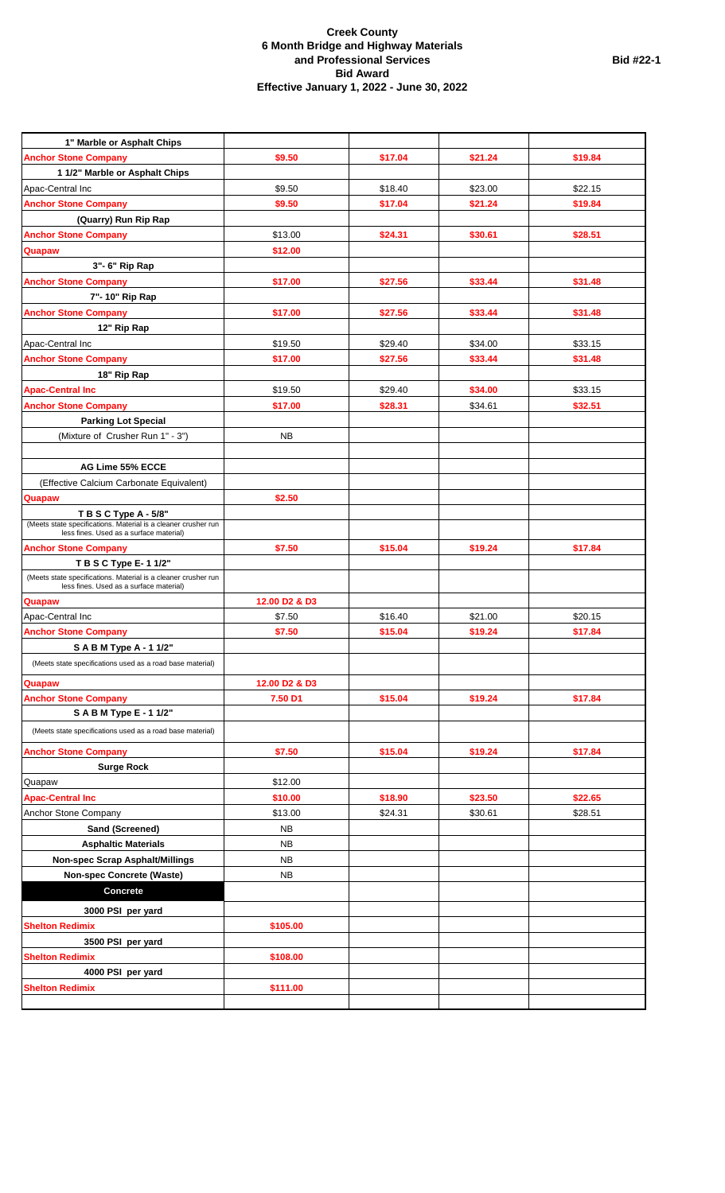# Creek County
## 6 Month Bridge and Highway Materials and Professional Services Bid Award
### Effective January 1, 2022 - June 30, 2022

Bid #22-1

| | | | | |
|---|---|---|---|---|
| **1" Marble or Asphalt Chips** | | | | |
| **Anchor Stone Company** | **$9.50** | **$17.04** | **$21.24** | **$19.84** |
| **1 1/2" Marble or Asphalt Chips** | | | | |
| Apac-Central Inc | $9.50 | $18.40 | $23.00 | $22.15 |
| **Anchor Stone Company** | **$9.50** | **$17.04** | **$21.24** | **$19.84** |
| **(Quarry) Run Rip Rap** | | | | |
| **Anchor Stone Company** | $13.00 | **$24.31** | **$30.61** | **$28.51** |
| **Quapaw** | **$12.00** | | | |
| **3"- 6" Rip Rap** | | | | |
| **Anchor Stone Company** | **$17.00** | **$27.56** | **$33.44** | **$31.48** |
| **7"- 10" Rip Rap** | | | | |
| **Anchor Stone Company** | **$17.00** | **$27.56** | **$33.44** | **$31.48** |
| **12" Rip Rap** | | | | |
| Apac-Central Inc | $19.50 | $29.40 | $34.00 | $33.15 |
| **Anchor Stone Company** | **$17.00** | **$27.56** | **$33.44** | **$31.48** |
| **18" Rip Rap** | | | | |
| **Apac-Central Inc** | $19.50 | $29.40 | **$34.00** | $33.15 |
| **Anchor Stone Company** | **$17.00** | **$28.31** | $34.61 | **$32.51** |
| **Parking Lot Special** | | | | |
| (Mixture of Crusher Run 1" - 3") | NB | | | |
| | | | | |
| **AG Lime 55% ECCE** | | | | |
| (Effective Calcium Carbonate Equivalent) | | | | |
| **Quapaw** | **$2.50** | | | |
| **T B S C Type A - 5/8"** | | | | |
| (Meets state specifications. Material is a cleaner crusher run less fines. Used as a surface material) | | | | |
| **Anchor Stone Company** | **$7.50** | **$15.04** | **$19.24** | **$17.84** |
| **T B S C Type E- 1 1/2"** | | | | |
| (Meets state specifications. Material is a cleaner crusher run less fines. Used as a surface material) | | | | |
| **Quapaw** | **12.00 D2 & D3** | | | |
| Apac-Central Inc | $7.50 | $16.40 | $21.00 | $20.15 |
| **Anchor Stone Company** | **$7.50** | **$15.04** | **$19.24** | **$17.84** |
| **S A B M Type A - 1 1/2"** | | | | |
| (Meets state specifications used as a road base material) | | | | |
| **Quapaw** | **12.00 D2 & D3** | | | |
| **Anchor Stone Company** | **7.50 D1** | **$15.04** | **$19.24** | **$17.84** |
| **S A B M Type E - 1 1/2"** | | | | |
| (Meets state specifications used as a road base material) | | | | |
| **Anchor Stone Company** | **$7.50** | **$15.04** | **$19.24** | **$17.84** |
| **Surge Rock** | | | | |
| Quapaw | $12.00 | | | |
| **Apac-Central Inc** | **$10.00** | **$18.90** | **$23.50** | **$22.65** |
| Anchor Stone Company | $13.00 | $24.31 | $30.61 | $28.51 |
| **Sand (Screened)** | NB | | | |
| **Asphaltic Materials** | NB | | | |
| **Non-spec Scrap Asphalt/Millings** | NB | | | |
| **Non-spec Concrete (Waste)** | NB | | | |
| **Concrete** | | | | |
| **3000 PSI per yard** | | | | |
| **Shelton Redimix** | **$105.00** | | | |
| **3500 PSI per yard** | | | | |
| **Shelton Redimix** | **$108.00** | | | |
| **4000 PSI per yard** | | | | |
| **Shelton Redimix** | **$111.00** | | | |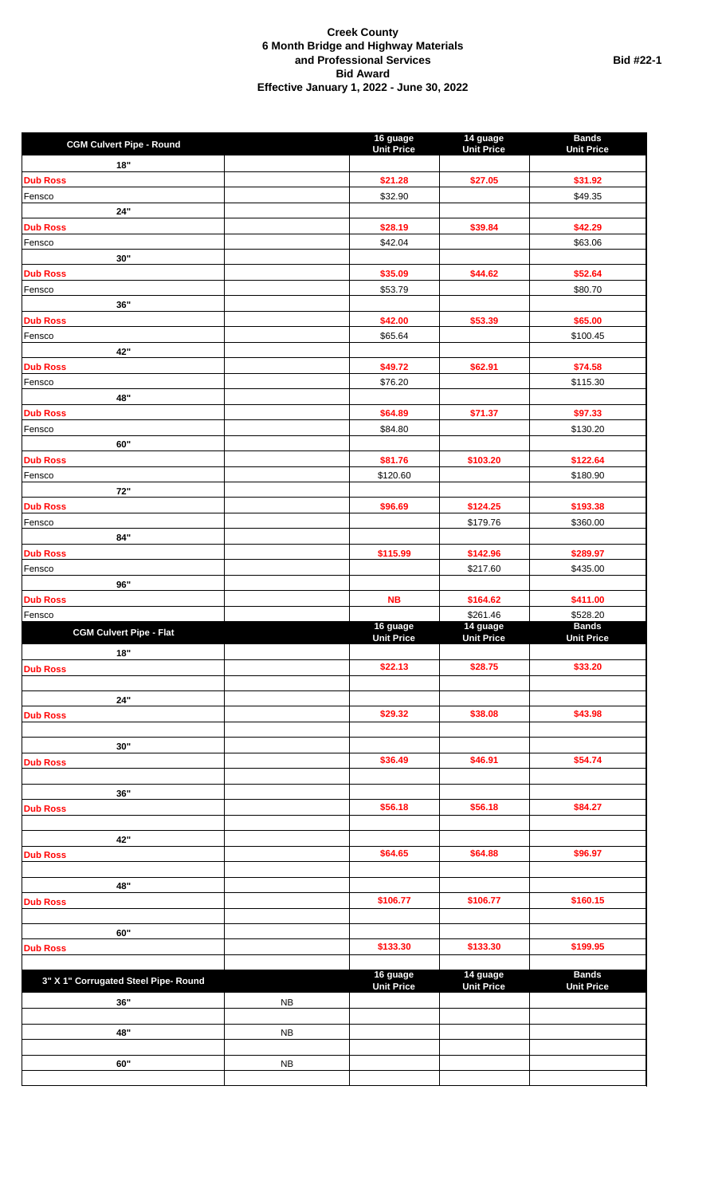**Creek County**
**6 Month Bridge and Highway Materials**
**and Professional Services**
**Bid Award**
**Effective January 1, 2022 - June 30, 2022**

**Bid #22-1**

| CGM Culvert Pipe - Round | | 16 guage Unit Price | 14 guage Unit Price | Bands Unit Price |
|---|---|---|---|---|
| **18"** | | | | |
| **Dub Ross** | | **$21.28** | **$27.05** | **$31.92** |
| Fensco | | $32.90 | | $49.35 |
| **24"** | | | | |
| **Dub Ross** | | **$28.19** | **$39.84** | **$42.29** |
| Fensco | | $42.04 | | $63.06 |
| **30"** | | | | |
| **Dub Ross** | | **$35.09** | **$44.62** | **$52.64** |
| Fensco | | $53.79 | | $80.70 |
| **36"** | | | | |
| **Dub Ross** | | **$42.00** | **$53.39** | **$65.00** |
| Fensco | | $65.64 | | $100.45 |
| **42"** | | | | |
| **Dub Ross** | | **$49.72** | **$62.91** | **$74.58** |
| Fensco | | $76.20 | | $115.30 |
| **48"** | | | | |
| **Dub Ross** | | **$64.89** | **$71.37** | **$97.33** |
| Fensco | | $84.80 | | $130.20 |
| **60"** | | | | |
| **Dub Ross** | | **$81.76** | **$103.20** | **$122.64** |
| Fensco | | $120.60 | | $180.90 |
| **72"** | | | | |
| **Dub Ross** | | **$96.69** | **$124.25** | **$193.38** |
| Fensco | | | $179.76 | $360.00 |
| **84"** | | | | |
| **Dub Ross** | | **$115.99** | **$142.96** | **$289.97** |
| Fensco | | | $217.60 | $435.00 |
| **96"** | | | | |
| **Dub Ross** | | **NB** | **$164.62** | **$411.00** |
| Fensco | | | $261.46 | $528.20 |

| CGM Culvert Pipe - Flat | | 16 guage Unit Price | 14 guage Unit Price | Bands Unit Price |
|---|---|---|---|---|
| **18"** | | | | |
| **Dub Ross** | | **$22.13** | **$28.75** | **$33.20** |
| **24"** | | | | |
| **Dub Ross** | | **$29.32** | **$38.08** | **$43.98** |
| **30"** | | | | |
| **Dub Ross** | | **$36.49** | **$46.91** | **$54.74** |
| **36"** | | | | |
| **Dub Ross** | | **$56.18** | **$56.18** | **$84.27** |
| **42"** | | | | |
| **Dub Ross** | | **$64.65** | **$64.88** | **$96.97** |
| **48"** | | | | |
| **Dub Ross** | | **$106.77** | **$106.77** | **$160.15** |
| **60"** | | | | |
| **Dub Ross** | | **$133.30** | **$133.30** | **$199.95** |

| 3" X 1" Corrugated Steel Pipe- Round | | 16 guage Unit Price | 14 guage Unit Price | Bands Unit Price |
|---|---|---|---|---|
| **36"** | NB | | | |
| **48"** | NB | | | |
| **60"** | NB | | | |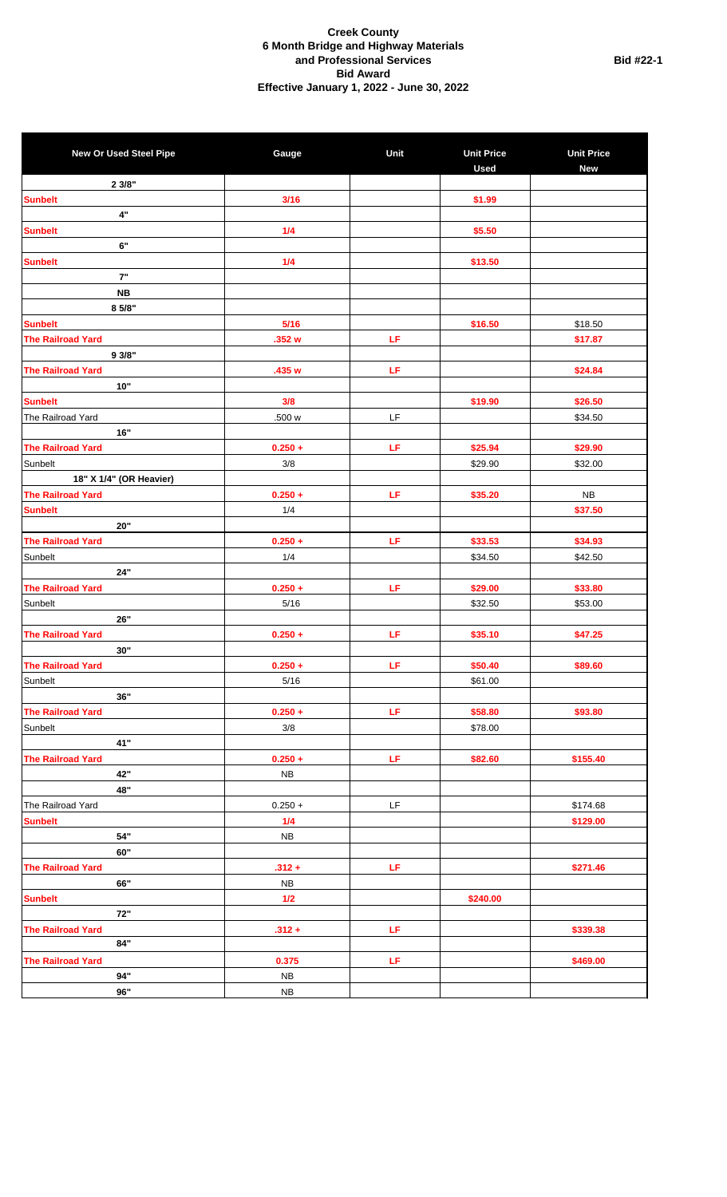**Creek County**
**6 Month Bridge and Highway Materials**
**and Professional Services**
**Bid Award**
**Effective January 1, 2022 - June 30, 2022**

**Bid #22-1**

| New Or Used Steel Pipe | Gauge | Unit | Unit Price Used | Unit Price New |
|---|---|---|---|---|
| **2 3/8"** | | | | |
| **Sunbelt** | **3/16** | | **$1.99** | |
| **4"** | | | | |
| **Sunbelt** | **1/4** | | **$5.50** | |
| **6"** | | | | |
| **Sunbelt** | **1/4** | | **$13.50** | |
| **7"** | | | | |
| **NB** | | | | |
| **8 5/8"** | | | | |
| **Sunbelt** | **5/16** | | **$16.50** | $18.50 |
| **The Railroad Yard** | **.352 w** | **LF** | | **$17.87** |
| **9 3/8"** | | | | |
| **The Railroad Yard** | **.435 w** | **LF** | | **$24.84** |
| **10"** | | | | |
| **Sunbelt** | **3/8** | | **$19.90** | **$26.50** |
| The Railroad Yard | .500 w | LF | | $34.50 |
| **16"** | | | | |
| **The Railroad Yard** | **0.250 +** | **LF** | **$25.94** | **$29.90** |
| Sunbelt | 3/8 | | $29.90 | $32.00 |
| **18" X 1/4" (OR Heavier)** | | | | |
| **The Railroad Yard** | **0.250 +** | **LF** | **$35.20** | NB |
| **Sunbelt** | 1/4 | | | **$37.50** |
| **20"** | | | | |
| **The Railroad Yard** | **0.250 +** | **LF** | **$33.53** | **$34.93** |
| Sunbelt | 1/4 | | $34.50 | $42.50 |
| **24"** | | | | |
| **The Railroad Yard** | **0.250 +** | **LF** | **$29.00** | **$33.80** |
| Sunbelt | 5/16 | | $32.50 | $53.00 |
| **26"** | | | | |
| **The Railroad Yard** | **0.250 +** | **LF** | **$35.10** | **$47.25** |
| **30"** | | | | |
| **The Railroad Yard** | **0.250 +** | **LF** | **$50.40** | **$89.60** |
| Sunbelt | 5/16 | | $61.00 | |
| **36"** | | | | |
| **The Railroad Yard** | **0.250 +** | **LF** | **$58.80** | **$93.80** |
| Sunbelt | 3/8 | | $78.00 | |
| **41"** | | | | |
| **The Railroad Yard** | **0.250 +** | **LF** | **$82.60** | **$155.40** |
| **42"** | NB | | | |
| **48"** | | | | |
| The Railroad Yard | 0.250 + | LF | | $174.68 |
| **Sunbelt** | **1/4** | | | **$129.00** |
| **54"** | NB | | | |
| **60"** | | | | |
| **The Railroad Yard** | **.312 +** | **LF** | | **$271.46** |
| **66"** | NB | | | |
| **Sunbelt** | **1/2** | | **$240.00** | |
| **72"** | | | | |
| **The Railroad Yard** | **.312 +** | **LF** | | **$339.38** |
| **84"** | | | | |
| **The Railroad Yard** | **0.375** | **LF** | | **$469.00** |
| **94"** | NB | | | |
| **96"** | NB | | | |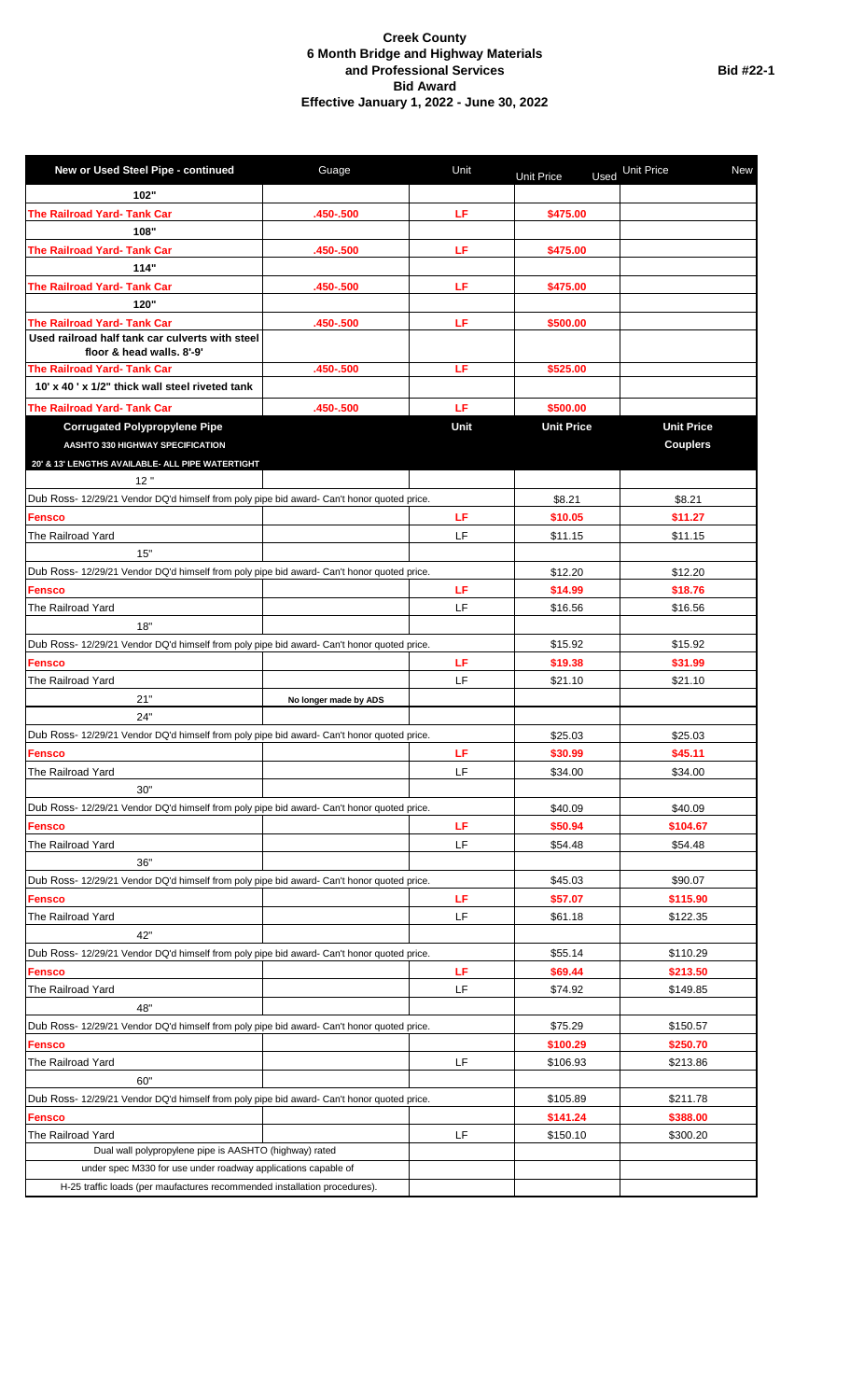# Creek County
## 6 Month Bridge and Highway Materials and Professional Services
## Bid Award
## Effective January 1, 2022 - June 30, 2022

**Bid #22-1**

| New or Used Steel Pipe - continued | Guage | Unit | Unit Price Used | Unit Price New |
|---|---|---|---|---|
| **102"** | | | | |
| **The Railroad Yard- Tank Car** | **.450-.500** | **LF** | **$475.00** | |
| **108"** | | | | |
| **The Railroad Yard- Tank Car** | **.450-.500** | **LF** | **$475.00** | |
| **114"** | | | | |
| **The Railroad Yard- Tank Car** | **.450-.500** | **LF** | **$475.00** | |
| **120"** | | | | |
| **The Railroad Yard- Tank Car** | **.450-.500** | **LF** | **$500.00** | |
| **Used railroad half tank car culverts with steel floor & head walls. 8'-9'** | | | | |
| **The Railroad Yard- Tank Car** | **.450-.500** | **LF** | **$525.00** | |
| **10' x 40 ' x 1/2" thick wall steel riveted tank** | | | | |
| **The Railroad Yard- Tank Car** | **.450-.500** | **LF** | **$500.00** | |
| **Corrugated Polypropylene Pipe** | | **Unit** | **Unit Price** | **Unit Price** |
| **AASHTO 330 HIGHWAY SPECIFICATION** | | | | **Couplers** |
| **20' & 13' LENGTHS AVAILABLE- ALL PIPE WATERTIGHT** | | | | |
| 12 " | | | | |
| Dub Ross- 12/29/21 Vendor DQ'd himself from poly pipe bid award- Can't honor quoted price. | | | $8.21 | $8.21 |
| **Fensco** | | **LF** | **$10.05** | **$11.27** |
| The Railroad Yard | | LF | $11.15 | $11.15 |
| 15" | | | | |
| Dub Ross- 12/29/21 Vendor DQ'd himself from poly pipe bid award- Can't honor quoted price. | | | $12.20 | $12.20 |
| **Fensco** | | **LF** | **$14.99** | **$18.76** |
| The Railroad Yard | | LF | $16.56 | $16.56 |
| 18" | | | | |
| Dub Ross- 12/29/21 Vendor DQ'd himself from poly pipe bid award- Can't honor quoted price. | | | $15.92 | $15.92 |
| **Fensco** | | **LF** | **$19.38** | **$31.99** |
| The Railroad Yard | | LF | $21.10 | $21.10 |
| 21" | **No longer made by ADS** | | | |
| 24" | | | | |
| Dub Ross- 12/29/21 Vendor DQ'd himself from poly pipe bid award- Can't honor quoted price. | | | $25.03 | $25.03 |
| **Fensco** | | **LF** | **$30.99** | **$45.11** |
| The Railroad Yard | | LF | $34.00 | $34.00 |
| 30" | | | | |
| Dub Ross- 12/29/21 Vendor DQ'd himself from poly pipe bid award- Can't honor quoted price. | | | $40.09 | $40.09 |
| **Fensco** | | **LF** | **$50.94** | **$104.67** |
| The Railroad Yard | | LF | $54.48 | $54.48 |
| 36" | | | | |
| Dub Ross- 12/29/21 Vendor DQ'd himself from poly pipe bid award- Can't honor quoted price. | | | $45.03 | $90.07 |
| **Fensco** | | **LF** | **$57.07** | **$115.90** |
| The Railroad Yard | | LF | $61.18 | $122.35 |
| 42" | | | | |
| Dub Ross- 12/29/21 Vendor DQ'd himself from poly pipe bid award- Can't honor quoted price. | | | $55.14 | $110.29 |
| **Fensco** | | **LF** | **$69.44** | **$213.50** |
| The Railroad Yard | | LF | $74.92 | $149.85 |
| 48" | | | | |
| Dub Ross- 12/29/21 Vendor DQ'd himself from poly pipe bid award- Can't honor quoted price. | | | $75.29 | $150.57 |
| **Fensco** | | | **$100.29** | **$250.70** |
| The Railroad Yard | | LF | $106.93 | $213.86 |
| 60" | | | | |
| Dub Ross- 12/29/21 Vendor DQ'd himself from poly pipe bid award- Can't honor quoted price. | | | $105.89 | $211.78 |
| **Fensco** | | | **$141.24** | **$388.00** |
| The Railroad Yard | | LF | $150.10 | $300.20 |
| Dual wall polypropylene pipe is AASHTO (highway) rated | | | | |
| under spec M330 for use under roadway applications capable of | | | | |
| H-25 traffic loads (per maufactures recommended installation procedures). | | | | |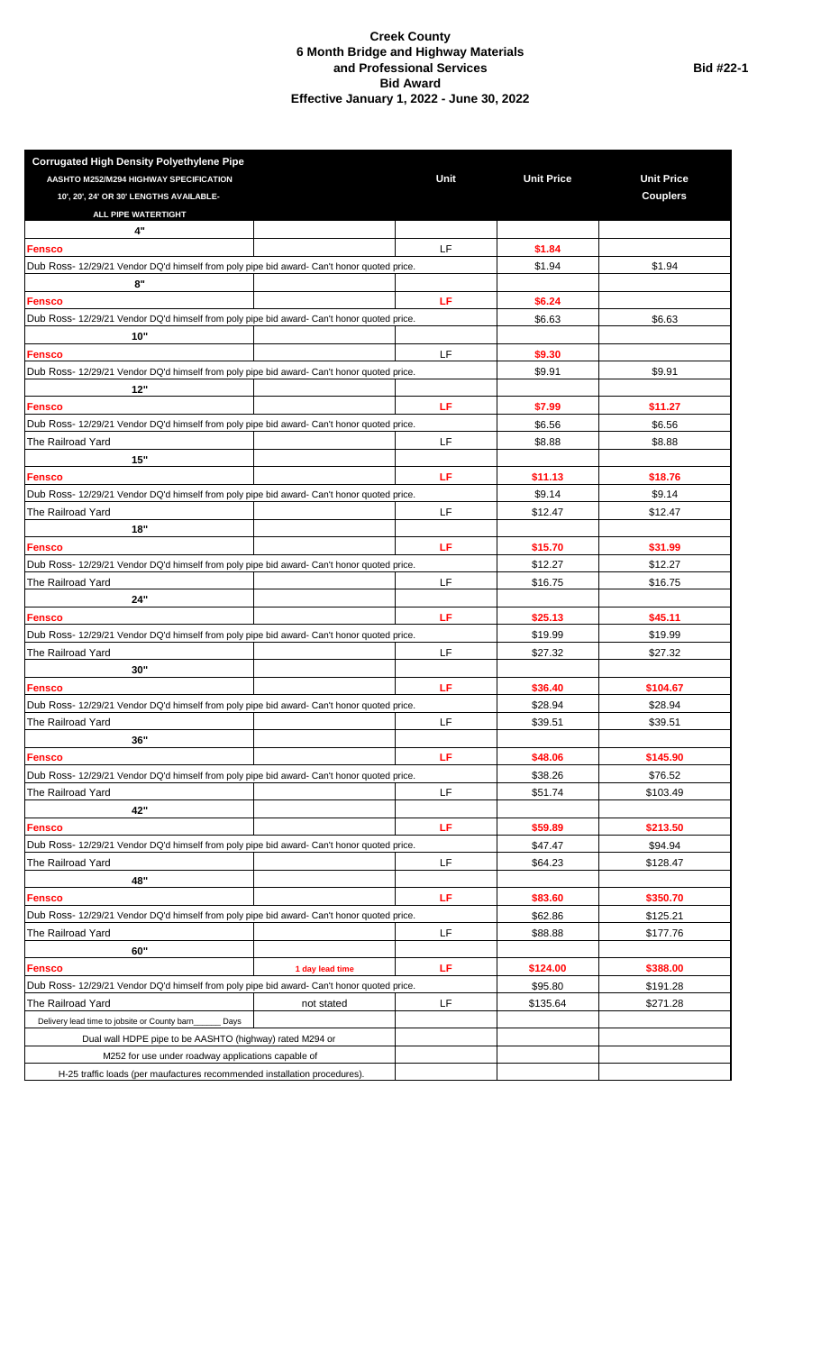# Creek County
## 6 Month Bridge and Highway Materials and Professional Services
## Bid Award
## Effective January 1, 2022 - June 30, 2022

**Bid #22-1**

| **Corrugated High Density Polyethylene Pipe** AASHTO M252/M294 HIGHWAY SPECIFICATION 10', 20', 24' OR 30' LENGTHS AVAILABLE- ALL PIPE WATERTIGHT | | Unit | Unit Price | Unit Price Couplers |
|---|---|---|---|---|
| 4" | | | | |
| **Fensco** | | LF | **$1.84** | |
| Dub Ross- 12/29/21 Vendor DQ'd himself from poly pipe bid award- Can't honor quoted price. | | | $1.94 | $1.94 |
| 8" | | | | |
| **Fensco** | | **LF** | **$6.24** | |
| Dub Ross- 12/29/21 Vendor DQ'd himself from poly pipe bid award- Can't honor quoted price. | | | $6.63 | $6.63 |
| 10" | | | | |
| **Fensco** | | LF | **$9.30** | |
| Dub Ross- 12/29/21 Vendor DQ'd himself from poly pipe bid award- Can't honor quoted price. | | | $9.91 | $9.91 |
| 12" | | | | |
| **Fensco** | | **LF** | **$7.99** | **$11.27** |
| Dub Ross- 12/29/21 Vendor DQ'd himself from poly pipe bid award- Can't honor quoted price. | | | $6.56 | $6.56 |
| The Railroad Yard | | LF | $8.88 | $8.88 |
| 15" | | | | |
| **Fensco** | | **LF** | **$11.13** | **$18.76** |
| Dub Ross- 12/29/21 Vendor DQ'd himself from poly pipe bid award- Can't honor quoted price. | | | $9.14 | $9.14 |
| The Railroad Yard | | LF | $12.47 | $12.47 |
| 18" | | | | |
| **Fensco** | | **LF** | **$15.70** | **$31.99** |
| Dub Ross- 12/29/21 Vendor DQ'd himself from poly pipe bid award- Can't honor quoted price. | | | $12.27 | $12.27 |
| The Railroad Yard | | LF | $16.75 | $16.75 |
| 24" | | | | |
| **Fensco** | | **LF** | **$25.13** | **$45.11** |
| Dub Ross- 12/29/21 Vendor DQ'd himself from poly pipe bid award- Can't honor quoted price. | | | $19.99 | $19.99 |
| The Railroad Yard | | LF | $27.32 | $27.32 |
| 30" | | | | |
| **Fensco** | | **LF** | **$36.40** | **$104.67** |
| Dub Ross- 12/29/21 Vendor DQ'd himself from poly pipe bid award- Can't honor quoted price. | | | $28.94 | $28.94 |
| The Railroad Yard | | LF | $39.51 | $39.51 |
| 36" | | | | |
| **Fensco** | | **LF** | **$48.06** | **$145.90** |
| Dub Ross- 12/29/21 Vendor DQ'd himself from poly pipe bid award- Can't honor quoted price. | | | $38.26 | $76.52 |
| The Railroad Yard | | LF | $51.74 | $103.49 |
| 42" | | | | |
| **Fensco** | | **LF** | **$59.89** | **$213.50** |
| Dub Ross- 12/29/21 Vendor DQ'd himself from poly pipe bid award- Can't honor quoted price. | | | $47.47 | $94.94 |
| The Railroad Yard | | LF | $64.23 | $128.47 |
| 48" | | | | |
| **Fensco** | | **LF** | **$83.60** | **$350.70** |
| Dub Ross- 12/29/21 Vendor DQ'd himself from poly pipe bid award- Can't honor quoted price. | | | $62.86 | $125.21 |
| The Railroad Yard | | LF | $88.88 | $177.76 |
| 60" | | | | |
| **Fensco** | **1 day lead time** | **LF** | **$124.00** | **$388.00** |
| Dub Ross- 12/29/21 Vendor DQ'd himself from poly pipe bid award- Can't honor quoted price. | | | $95.80 | $191.28 |
| The Railroad Yard | not stated | LF | $135.64 | $271.28 |
| Delivery lead time to jobsite or County barn\_\_\_\_\_\_ Days | | | | |
| Dual wall HDPE pipe to be AASHTO (highway) rated M294 or | | | | |
| M252 for use under roadway applications capable of | | | | |
| H-25 traffic loads (per maufactures recommended installation procedures). | | | | |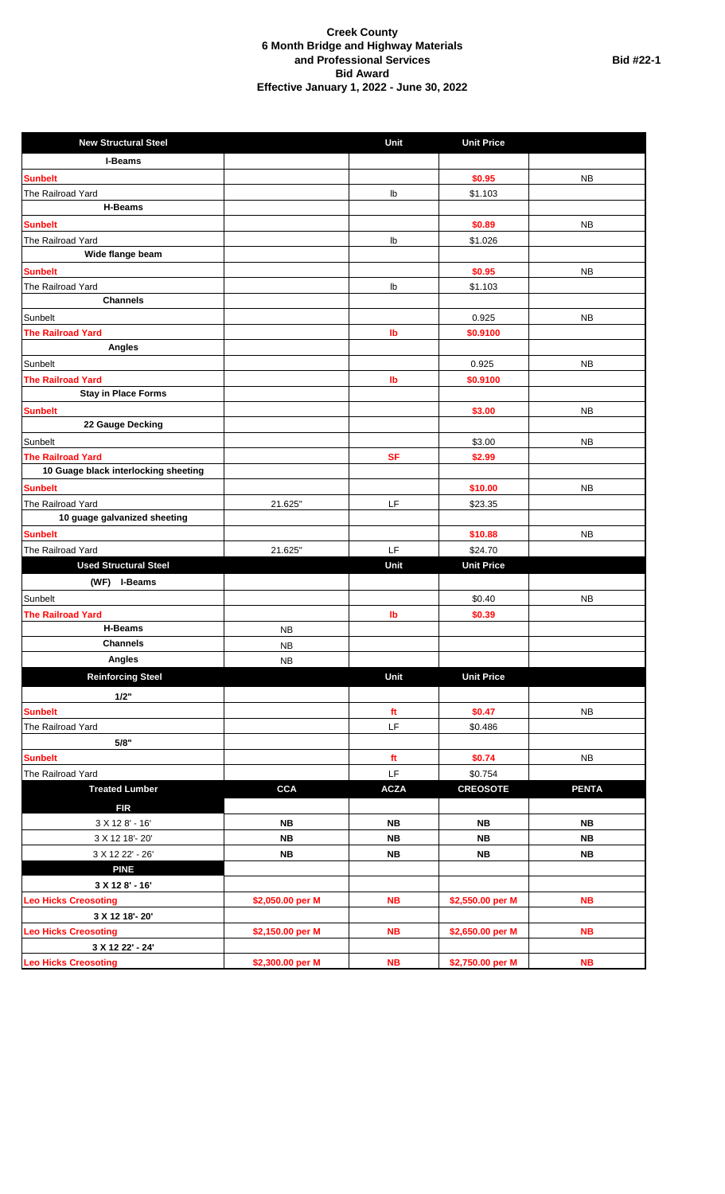# Creek County
## 6 Month Bridge and Highway Materials and Professional Services
## Bid Award
## Effective January 1, 2022 - June 30, 2022

**Bid #22-1**

| **New Structural Steel** | | **Unit** | **Unit Price** | |
|---|---|---|---|---|
| **I-Beams** | | | | |
| **Sunbelt** | | | **$0.95** | NB |
| The Railroad Yard | | lb | $1.103 | |
| **H-Beams** | | | | |
| **Sunbelt** | | | **$0.89** | NB |
| The Railroad Yard | | lb | $1.026 | |
| **Wide flange beam** | | | | |
| **Sunbelt** | | | **$0.95** | NB |
| The Railroad Yard | | lb | $1.103 | |
| **Channels** | | | | |
| Sunbelt | | | 0.925 | NB |
| **The Railroad Yard** | | **lb** | **$0.9100** | |
| **Angles** | | | | |
| Sunbelt | | | 0.925 | NB |
| **The Railroad Yard** | | **lb** | **$0.9100** | |
| **Stay in Place Forms** | | | | |
| **Sunbelt** | | | **$3.00** | NB |
| **22 Gauge Decking** | | | | |
| Sunbelt | | | $3.00 | NB |
| **The Railroad Yard** | | **SF** | **$2.99** | |
| **10 Guage black interlocking sheeting** | | | | |
| **Sunbelt** | | | **$10.00** | NB |
| The Railroad Yard | 21.625" | LF | $23.35 | |
| **10 guage galvanized sheeting** | | | | |
| **Sunbelt** | | | **$10.88** | NB |
| The Railroad Yard | 21.625" | LF | $24.70 | |
| **Used Structural Steel** | | **Unit** | **Unit Price** | |
| **(WF) I-Beams** | | | | |
| Sunbelt | | | $0.40 | NB |
| **The Railroad Yard** | | **lb** | **$0.39** | |
| **H-Beams** | NB | | | |
| **Channels** | NB | | | |
| **Angles** | NB | | | |
| **Reinforcing Steel** | | **Unit** | **Unit Price** | |
| **1/2"** | | | | |
| **Sunbelt** | | **ft** | **$0.47** | NB |
| The Railroad Yard | | LF | $0.486 | |
| **5/8"** | | | | |
| **Sunbelt** | | **ft** | **$0.74** | NB |
| The Railroad Yard | | LF | $0.754 | |
| **Treated Lumber** | **CCA** | **ACZA** | **CREOSOTE** | **PENTA** |
| **FIR** | | | | |
| 3 X 12 8' - 16' | **NB** | **NB** | **NB** | **NB** |
| 3 X 12 18'- 20' | **NB** | **NB** | **NB** | **NB** |
| 3 X 12 22' - 26' | **NB** | **NB** | **NB** | **NB** |
| **PINE** | | | | |
| **3 X 12 8' - 16'** | | | | |
| **Leo Hicks Creosoting** | **$2,050.00 per M** | **NB** | **$2,550.00 per M** | **NB** |
| **3 X 12 18'- 20'** | | | | |
| **Leo Hicks Creosoting** | **$2,150.00 per M** | **NB** | **$2,650.00 per M** | **NB** |
| **3 X 12 22' - 24'** | | | | |
| **Leo Hicks Creosoting** | **$2,300.00 per M** | **NB** | **$2,750.00 per M** | **NB** |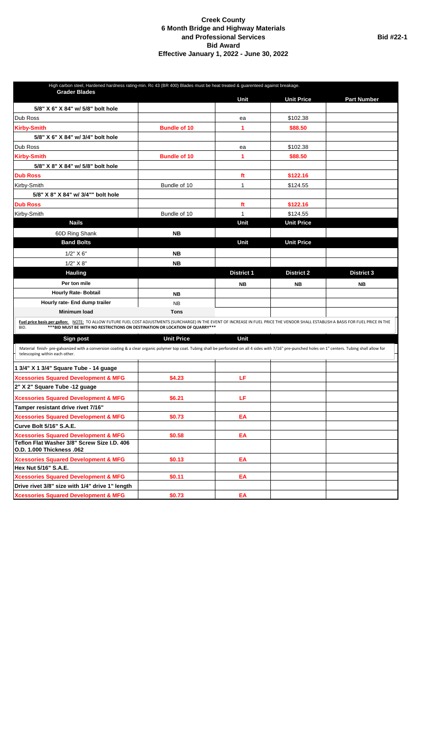# Creek County
## 6 Month Bridge and Highway Materials and Professional Services
## Bid Award
## Effective January 1, 2022 - June 30, 2022

**Bid #22-1**

High carbon steel, Hardened hardness rating-min. Rc 43 (BR 400) Blades must be heat treated & guarenteed against breakage.

| **Grader Blades** | | **Unit** | **Unit Price** | **Part Number** |
|---|---|---|---|---|
| **5/8" X 6" X 84" w/ 5/8" bolt hole** | | | | |
| Dub Ross | | ea | $102.38 | |
| **Kirby-Smith** | **Bundle of 10** | **1** | **$88.50** | |
| **5/8" X 6" X 84" w/ 3/4" bolt hole** | | | | |
| Dub Ross | | ea | $102.38 | |
| **Kirby-Smith** | **Bundle of 10** | **1** | **$88.50** | |
| **5/8" X 8" X 84" w/ 5/8" bolt hole** | | | | |
| **Dub Ross** | | **ft** | **$122.16** | |
| Kirby-Smith | Bundle of 10 | 1 | $124.55 | |
| **5/8" X 8" X 84" w/ 3/4"" bolt hole** | | | | |
| **Dub Ross** | | **ft** | **$122.16** | |
| Kirby-Smith | Bundle of 10 | 1 | $124.55 | |
| **Nails** | | **Unit** | **Unit Price** | |
| 60D Ring Shank | **NB** | | | |
| **Band Bolts** | | **Unit** | **Unit Price** | |
| 1/2" X 6" | **NB** | | | |
| 1/2" X 8" | **NB** | | | |
| **Hauling** | | **District 1** | **District 2** | **District 3** |
| **Per ton mile** | | **NB** | **NB** | **NB** |
| **Hourly Rate- Bobtail** | **NB** | | | |
| **Hourly rate- End dump trailer** | NB | | | |
| **Minimum load** | **Tons** | | | |

**Fuel price basis per gallon:** NOTE: TO ALLOW FUTURE FUEL COST ADJUSTMENTS (SURCHARGE) IN THE EVENT OF INCREASE IN FUEL PRICE THE VENDOR SHALL ESTABLISH A BASIS FOR FUEL PRICE IN THE BID. **\*\*\*BID MUST BE WITH NO RESTRICTIONS ON DESTINATION OR LOCATION OF QUARRY\*\*\***

| **Sign post** | **Unit Price** | **Unit** |
|---|---|---|

Material finish- pre-galvanized with a conversion coating & a clear organic polymer top coat. Tubing shall be perforated on all 4 sides with 7/16" pre-punched holes on 1" centers. Tubing shall allow for telescoping within each other.

| | | |
|---|---|---|
| **1 3/4" X 1 3/4" Square Tube - 14 guage** | | |
| **Xcessories Squared Development & MFG** | **$4.23** | **LF** |
| **2" X 2" Square Tube -12 guage** | | |
| **Xcessories Squared Development & MFG** | **$6.21** | **LF** |
| **Tamper resistant drive rivet 7/16"** | | |
| **Xcessories Squared Development & MFG** | **$0.73** | **EA** |
| **Curve Bolt 5/16" S.A.E.** | | |
| **Xcessories Squared Development & MFG** | **$0.58** | **EA** |
| **Teflon Flat Washer 3/8" Screw Size I.D. 406 O.D. 1.000 Thickness .062** | | |
| **Xcessories Squared Development & MFG** | **$0.13** | **EA** |
| **Hex Nut 5/16" S.A.E.** | | |
| **Xcessories Squared Development & MFG** | **$0.11** | **EA** |
| **Drive rivet 3/8" size with 1/4" drive 1" length** | | |
| **Xcessories Squared Development & MFG** | **$0.73** | **EA** |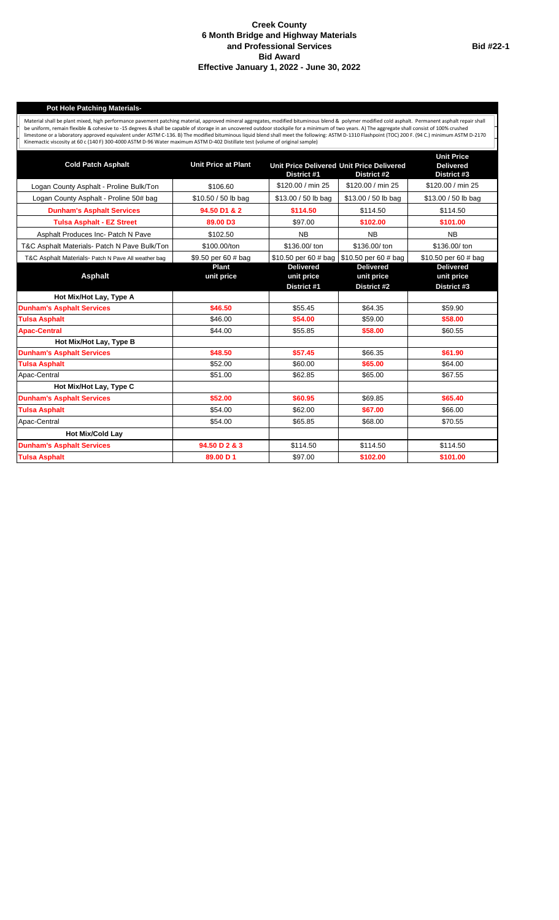# Creek County
## 6 Month Bridge and Highway Materials and Professional Services
## Bid Award
## Effective January 1, 2022 - June 30, 2022

**Bid #22-1**

**Pot Hole Patching Materials-**

Material shall be plant mixed, high performance pavement patching material, approved mineral aggregates, modified bituminous blend & polymer modified cold asphalt. Permanent asphalt repair shall be uniform, remain flexible & cohesive to -15 degrees & shall be capable of storage in an uncovered outdoor stockpile for a minimum of two years. A) The aggregate shall consist of 100% crushed limestone or a laboratory approved equivalent under ASTM C-136. B) The modified bituminous liquid blend shall meet the following: ASTM D-1310 Flashpoint (TOC) 200 F. (94 C.) minimum ASTM D-2170 Kinemactic viscosity at 60 c (140 F) 300-4000 ASTM D-96 Water maximum ASTM D-402 Distillate test (volume of original sample)

| Cold Patch Asphalt | Unit Price at Plant | Unit Price Delivered District #1 | Unit Price Delivered District #2 | Unit Price Delivered District #3 |
|---|---|---|---|---|
| Logan County Asphalt - Proline Bulk/Ton | $106.60 | $120.00 / min 25 | $120.00 / min 25 | $120.00 / min 25 |
| Logan County Asphalt - Proline 50# bag | $10.50 / 50 lb bag | $13.00 / 50 lb bag | $13.00 / 50 lb bag | $13.00 / 50 lb bag |
| **Dunham's Asphalt Services** | **94.50 D1 & 2** | **$114.50** | $114.50 | $114.50 |
| **Tulsa Asphalt - EZ Street** | **89.00 D3** | $97.00 | **$102.00** | **$101.00** |
| Asphalt Produces Inc- Patch N Pave | $102.50 | NB | NB | NB |
| T&C Asphalt Materials- Patch N Pave Bulk/Ton | $100.00/ton | $136.00/ ton | $136.00/ ton | $136.00/ ton |
| T&C Asphalt Materials- Patch N Pave All weather bag | $9.50 per 60 # bag | $10.50 per 60 # bag | $10.50 per 60 # bag | $10.50 per 60 # bag |
| **Asphalt** | **Plant unit price** | **Delivered unit price District #1** | **Delivered unit price District #2** | **Delivered unit price District #3** |
| **Hot Mix/Hot Lay, Type A** | | | | |
| **Dunham's Asphalt Services** | **$46.50** | $55.45 | $64.35 | $59.90 |
| **Tulsa Asphalt** | $46.00 | **$54.00** | $59.00 | **$58.00** |
| **Apac-Central** | $44.00 | $55.85 | **$58.00** | $60.55 |
| **Hot Mix/Hot Lay, Type B** | | | | |
| **Dunham's Asphalt Services** | **$48.50** | **$57.45** | $66.35 | **$61.90** |
| **Tulsa Asphalt** | $52.00 | $60.00 | **$65.00** | $64.00 |
| Apac-Central | $51.00 | $62.85 | $65.00 | $67.55 |
| **Hot Mix/Hot Lay, Type C** | | | | |
| **Dunham's Asphalt Services** | **$52.00** | **$60.95** | $69.85 | **$65.40** |
| **Tulsa Asphalt** | $54.00 | $62.00 | **$67.00** | $66.00 |
| Apac-Central | $54.00 | $65.85 | $68.00 | $70.55 |
| **Hot Mix/Cold Lay** | | | | |
| **Dunham's Asphalt Services** | **94.50 D 2 & 3** | $114.50 | $114.50 | $114.50 |
| **Tulsa Asphalt** | **89.00 D 1** | $97.00 | **$102.00** | **$101.00** |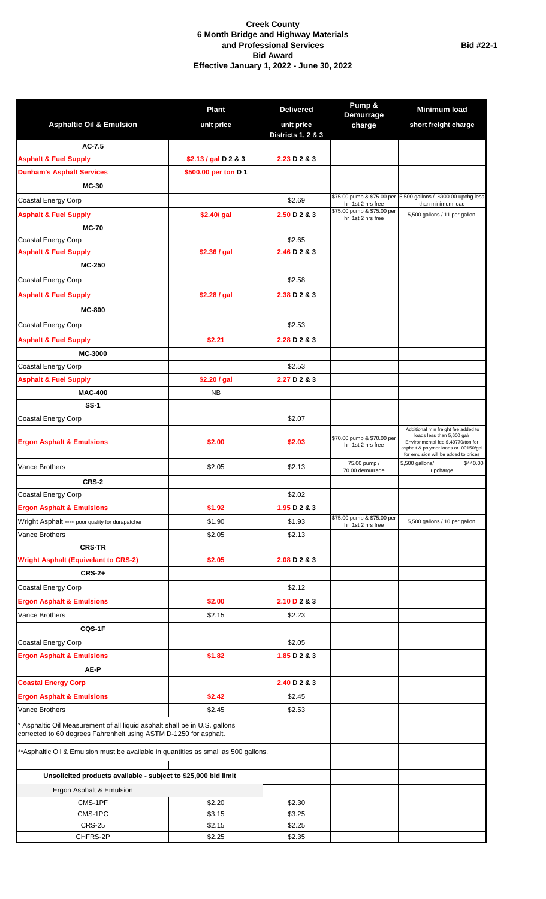# Creek County
## 6 Month Bridge and Highway Materials and Professional Services Bid Award
### Effective January 1, 2022 - June 30, 2022

**Bid #22-1**

| Asphaltic Oil & Emulsion | Plant unit price | Delivered unit price Districts 1, 2 & 3 | Pump & Demurrage charge | Minimum load short freight charge |
|---|---|---|---|---|
| **AC-7.5** | | | | |
| **Asphalt & Fuel Supply** | **$2.13 / gal D 2 & 3** | **2.23 D 2 & 3** | | |
| **Dunham's Asphalt Services** | **$500.00 per ton D 1** | | | |
| **MC-30** | | | | |
| Coastal Energy Corp | | $2.69 | $75.00 pump & $75.00 per hr 1st 2 hrs free | 5,500 gallons / $900.00 upchg less than minimum load |
| **Asphalt & Fuel Supply** | **$2.40/ gal** | **2.50 D 2 & 3** | $75.00 pump & $75.00 per hr 1st 2 hrs free | 5,500 gallons /.11 per gallon |
| **MC-70** | | | | |
| Coastal Energy Corp | | $2.65 | | |
| **Asphalt & Fuel Supply** | **$2.36 / gal** | **2.46 D 2 & 3** | | |
| **MC-250** | | | | |
| Coastal Energy Corp | | $2.58 | | |
| **Asphalt & Fuel Supply** | **$2.28 / gal** | **2.38 D 2 & 3** | | |
| **MC-800** | | | | |
| Coastal Energy Corp | | $2.53 | | |
| **Asphalt & Fuel Supply** | **$2.21** | **2.28 D 2 & 3** | | |
| **MC-3000** | | | | |
| Coastal Energy Corp | | $2.53 | | |
| **Asphalt & Fuel Supply** | **$2.20 / gal** | **2.27 D 2 & 3** | | |
| **MAC-400** | NB | | | |
| **SS-1** | | | | |
| Coastal Energy Corp | | $2.07 | | |
| **Ergon Asphalt & Emulsions** | **$2.00** | **$2.03** | $70.00 pump & $70.00 per hr 1st 2 hrs free | Additional min freight fee added to loads less than 5,600 gal/ Environmental fee $.49770/ton for asphalt & polymer loads or .00150/gal for emulsion will be added to prices |
| Vance Brothers | $2.05 | $2.13 | 75.00 pump / 70.00 demurrage | 5,500 gallons/ $440.00 upcharge |
| **CRS-2** | | | | |
| Coastal Energy Corp | | $2.02 | | |
| **Ergon Asphalt & Emulsions** | **$1.92** | **1.95 D 2 & 3** | | |
| Wright Asphalt ---- poor quality for durapatcher | $1.90 | $1.93 | $75.00 pump & $75.00 per hr 1st 2 hrs free | 5,500 gallons /.10 per gallon |
| Vance Brothers | $2.05 | $2.13 | | |
| **CRS-TR** | | | | |
| **Wright Asphalt (Equivelant to CRS-2)** | **$2.05** | **2.08 D 2 & 3** | | |
| **CRS-2+** | | | | |
| Coastal Energy Corp | | $2.12 | | |
| **Ergon Asphalt & Emulsions** | **$2.00** | **2.10 D 2 & 3** | | |
| Vance Brothers | $2.15 | $2.23 | | |
| **CQS-1F** | | | | |
| Coastal Energy Corp | | $2.05 | | |
| **Ergon Asphalt & Emulsions** | **$1.82** | **1.85 D 2 & 3** | | |
| **AE-P** | | | | |
| **Coastal Energy Corp** | | **2.40 D 2 & 3** | | |
| **Ergon Asphalt & Emulsions** | **$2.42** | $2.45 | | |
| Vance Brothers | $2.45 | $2.53 | | |
| * Asphaltic Oil Measurement of all liquid asphalt shall be in U.S. gallons corrected to 60 degrees Fahrenheit using ASTM D-1250 for asphalt. | | | | |
| **Asphaltic Oil & Emulsion must be available in quantities as small as 500 gallons. | | | | |
| **Unsolicited products available - subject to $25,000 bid limit** | | | | |
| Ergon Asphalt & Emulsion | | | | |
| CMS-1PF | $2.20 | $2.30 | | |
| CMS-1PC | $3.15 | $3.25 | | |
| CRS-25 | $2.15 | $2.25 | | |
| CHFRS-2P | $2.25 | $2.35 | | |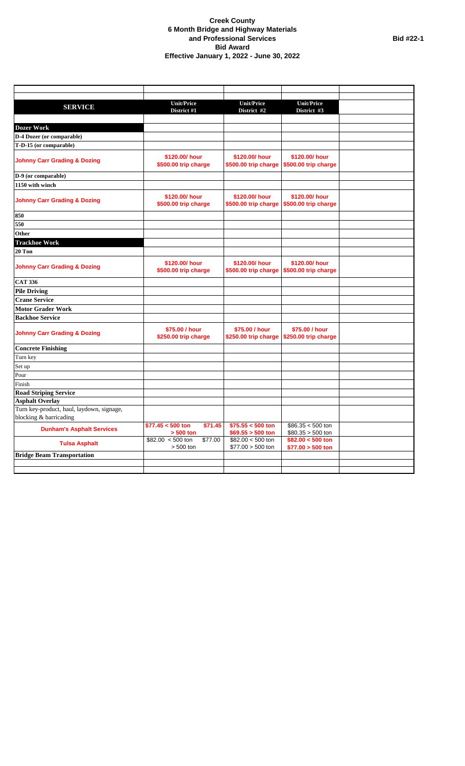**Creek County**
**6 Month Bridge and Highway Materials and Professional Services**
**Bid Award**
**Effective January 1, 2022 - June 30, 2022**

**Bid #22-1**

| SERVICE | Unit/Price District #1 | Unit/Price District #2 | Unit/Price District #3 | |
|---|---|---|---|---|
| **Dozer Work** | | | | |
| **D-4 Dozer (or comparable)** | | | | |
| **T-D-15 (or comparable)** | | | | |
| **Johnny Carr Grading & Dozing** | \$120.00/ hour \$500.00 trip charge | \$120.00/ hour \$500.00 trip charge | \$120.00/ hour \$500.00 trip charge | |
| **D-9 (or comparable)** | | | | |
| **1150 with winch** | | | | |
| **Johnny Carr Grading & Dozing** | \$120.00/ hour \$500.00 trip charge | \$120.00/ hour \$500.00 trip charge | \$120.00/ hour \$500.00 trip charge | |
| **850** | | | | |
| **550** | | | | |
| **Other** | | | | |
| **Trackhoe Work** | | | | |
| **20 Ton** | | | | |
| **Johnny Carr Grading & Dozing** | \$120.00/ hour \$500.00 trip charge | \$120.00/ hour \$500.00 trip charge | \$120.00/ hour \$500.00 trip charge | |
| **CAT 336** | | | | |
| **Pile Driving** | | | | |
| **Crane Service** | | | | |
| **Motor Grader Work** | | | | |
| **Backhoe Service** | | | | |
| **Johnny Carr Grading & Dozing** | \$75.00 / hour \$250.00 trip charge | \$75.00 / hour \$250.00 trip charge | \$75.00 / hour \$250.00 trip charge | |
| **Concrete Finishing** | | | | |
| Turn key | | | | |
| Set up | | | | |
| Pour | | | | |
| Finish | | | | |
| **Road Striping Service** | | | | |
| **Asphalt Overlay** | | | | |
| Turn key-product, haul, laydown, signage, blocking & barricading | | | | |
| **Dunham's Asphalt Services** | \$77.45 < 500 ton \$71.45 > 500 ton | \$75.55 < 500 ton \$69.55 > 500 ton | \$86.35 < 500 ton \$80.35 > 500 ton | |
| **Tulsa Asphalt** | \$82.00 < 500 ton \$77.00 > 500 ton | \$82.00 < 500 ton \$77.00 > 500 ton | \$82.00 < 500 ton \$77.00 > 500 ton | |
| **Bridge Beam Transportation** | | | | |